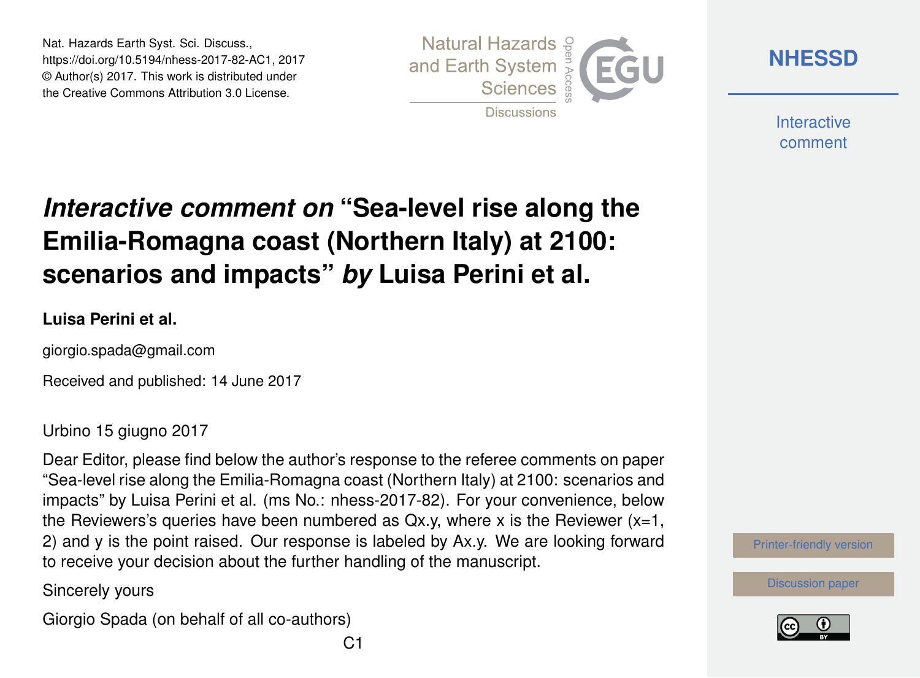# *Interactive comment on* "Sea-level rise along the Emilia-Romagna coast (Northern Italy) at 2100: scenarios and impacts" *by* Luisa Perini et al.

**Luisa Perini et al.**

giorgio.spada@gmail.com

Received and published: 14 June 2017

Urbino 15 giugno 2017

Dear Editor, please find below the author's response to the referee comments on paper "Sea-level rise along the Emilia-Romagna coast (Northern Italy) at 2100: scenarios and impacts" by Luisa Perini et al. (ms No.: nhess-2017-82). For your convenience, below the Reviewers's queries have been numbered as Qx.y, where x is the Reviewer (x=1, 2) and y is the point raised. Our response is labeled by Ax.y. We are looking forward to receive your decision about the further handling of the manuscript.

Sincerely yours

Giorgio Spada (on behalf of all co-authors)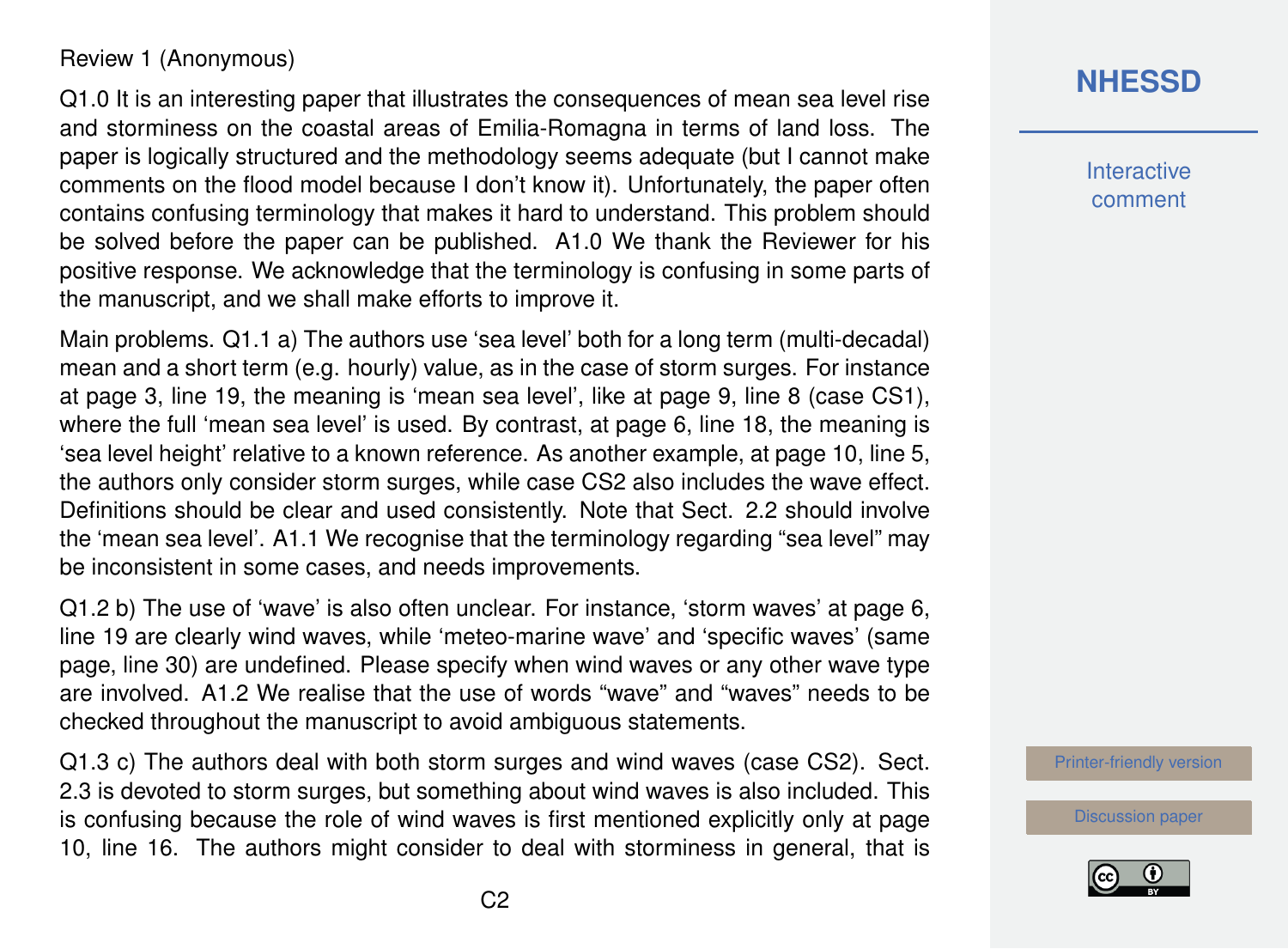Review 1 (Anonymous)

Q1.0 It is an interesting paper that illustrates the consequences of mean sea level rise and storminess on the coastal areas of Emilia-Romagna in terms of land loss. The paper is logically structured and the methodology seems adequate (but I cannot make comments on the flood model because I don't know it). Unfortunately, the paper often contains confusing terminology that makes it hard to understand. This problem should be solved before the paper can be published. A1.0 We thank the Reviewer for his positive response. We acknowledge that the terminology is confusing in some parts of the manuscript, and we shall make efforts to improve it.

Main problems. Q1.1 a) The authors use 'sea level' both for a long term (multi-decadal) mean and a short term (e.g. hourly) value, as in the case of storm surges. For instance at page 3, line 19, the meaning is 'mean sea level', like at page 9, line 8 (case CS1), where the full 'mean sea level' is used. By contrast, at page 6, line 18, the meaning is 'sea level height' relative to a known reference. As another example, at page 10, line 5, the authors only consider storm surges, while case CS2 also includes the wave effect. Definitions should be clear and used consistently. Note that Sect. 2.2 should involve the 'mean sea level'. A1.1 We recognise that the terminology regarding "sea level" may be inconsistent in some cases, and needs improvements.

Q1.2 b) The use of 'wave' is also often unclear. For instance, 'storm waves' at page 6, line 19 are clearly wind waves, while 'meteo-marine wave' and 'specific waves' (same page, line 30) are undefined. Please specify when wind waves or any other wave type are involved. A1.2 We realise that the use of words "wave" and "waves" needs to be checked throughout the manuscript to avoid ambiguous statements.

Q1.3 c) The authors deal with both storm surges and wind waves (case CS2). Sect. 2.3 is devoted to storm surges, but something about wind waves is also included. This is confusing because the role of wind waves is first mentioned explicitly only at page 10, line 16. The authors might consider to deal with storminess in general, that is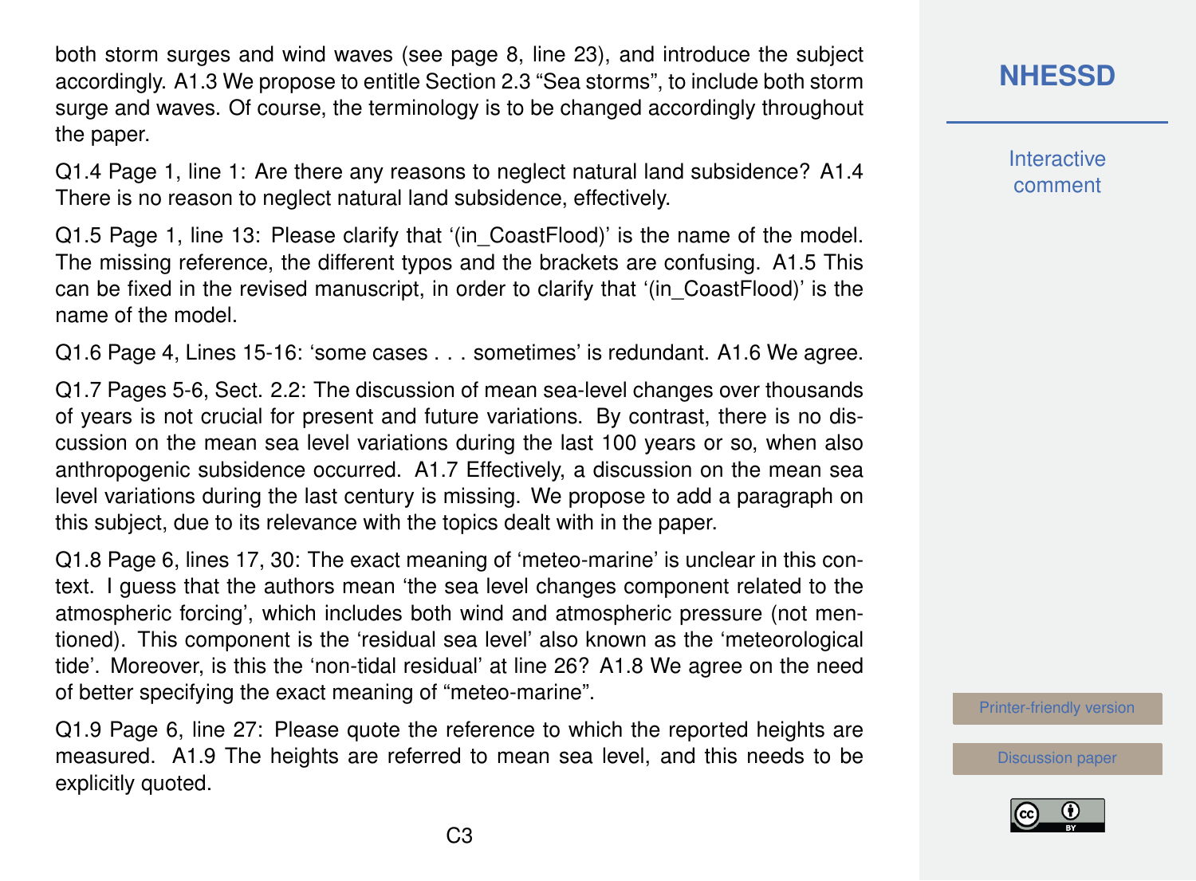both storm surges and wind waves (see page 8, line 23), and introduce the subject accordingly. A1.3 We propose to entitle Section 2.3 "Sea storms", to include both storm surge and waves. Of course, the terminology is to be changed accordingly throughout the paper.

Q1.4 Page 1, line 1: Are there any reasons to neglect natural land subsidence? A1.4 There is no reason to neglect natural land subsidence, effectively.

Q1.5 Page 1, line 13: Please clarify that '(in_CoastFlood)' is the name of the model. The missing reference, the different typos and the brackets are confusing. A1.5 This can be fixed in the revised manuscript, in order to clarify that '(in_CoastFlood)' is the name of the model.

Q1.6 Page 4, Lines 15-16: 'some cases . . . sometimes' is redundant. A1.6 We agree.

Q1.7 Pages 5-6, Sect. 2.2: The discussion of mean sea-level changes over thousands of years is not crucial for present and future variations. By contrast, there is no discussion on the mean sea level variations during the last 100 years or so, when also anthropogenic subsidence occurred. A1.7 Effectively, a discussion on the mean sea level variations during the last century is missing. We propose to add a paragraph on this subject, due to its relevance with the topics dealt with in the paper.

Q1.8 Page 6, lines 17, 30: The exact meaning of 'meteo-marine' is unclear in this context. I guess that the authors mean 'the sea level changes component related to the atmospheric forcing', which includes both wind and atmospheric pressure (not mentioned). This component is the 'residual sea level' also known as the 'meteorological tide'. Moreover, is this the 'non-tidal residual' at line 26? A1.8 We agree on the need of better specifying the exact meaning of "meteo-marine".

Q1.9 Page 6, line 27: Please quote the reference to which the reported heights are measured. A1.9 The heights are referred to mean sea level, and this needs to be explicitly quoted.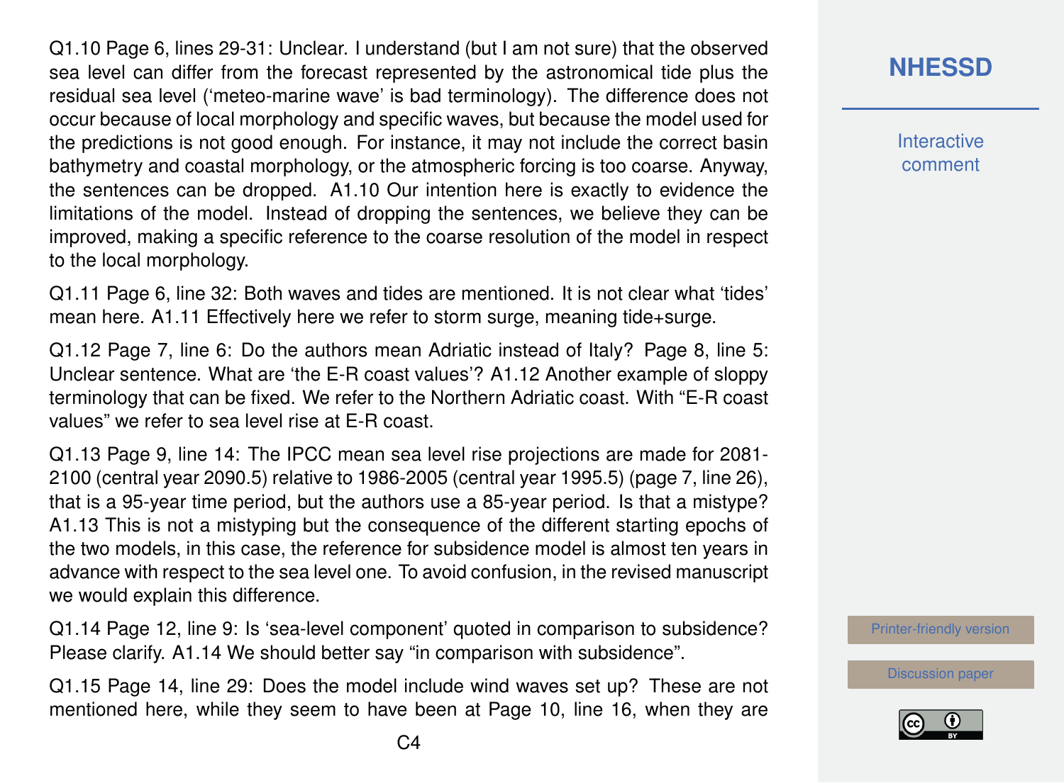Q1.10 Page 6, lines 29-31: Unclear. I understand (but I am not sure) that the observed sea level can differ from the forecast represented by the astronomical tide plus the residual sea level ('meteo-marine wave' is bad terminology). The difference does not occur because of local morphology and specific waves, but because the model used for the predictions is not good enough. For instance, it may not include the correct basin bathymetry and coastal morphology, or the atmospheric forcing is too coarse. Anyway, the sentences can be dropped. A1.10 Our intention here is exactly to evidence the limitations of the model. Instead of dropping the sentences, we believe they can be improved, making a specific reference to the coarse resolution of the model in respect to the local morphology.

Q1.11 Page 6, line 32: Both waves and tides are mentioned. It is not clear what 'tides' mean here. A1.11 Effectively here we refer to storm surge, meaning tide+surge.

Q1.12 Page 7, line 6: Do the authors mean Adriatic instead of Italy? Page 8, line 5: Unclear sentence. What are 'the E-R coast values'? A1.12 Another example of sloppy terminology that can be fixed. We refer to the Northern Adriatic coast. With "E-R coast values" we refer to sea level rise at E-R coast.

Q1.13 Page 9, line 14: The IPCC mean sea level rise projections are made for 2081-2100 (central year 2090.5) relative to 1986-2005 (central year 1995.5) (page 7, line 26), that is a 95-year time period, but the authors use a 85-year period. Is that a mistype? A1.13 This is not a mistyping but the consequence of the different starting epochs of the two models, in this case, the reference for subsidence model is almost ten years in advance with respect to the sea level one. To avoid confusion, in the revised manuscript we would explain this difference.

Q1.14 Page 12, line 9: Is 'sea-level component' quoted in comparison to subsidence? Please clarify. A1.14 We should better say "in comparison with subsidence".

Q1.15 Page 14, line 29: Does the model include wind waves set up? These are not mentioned here, while they seem to have been at Page 10, line 16, when they are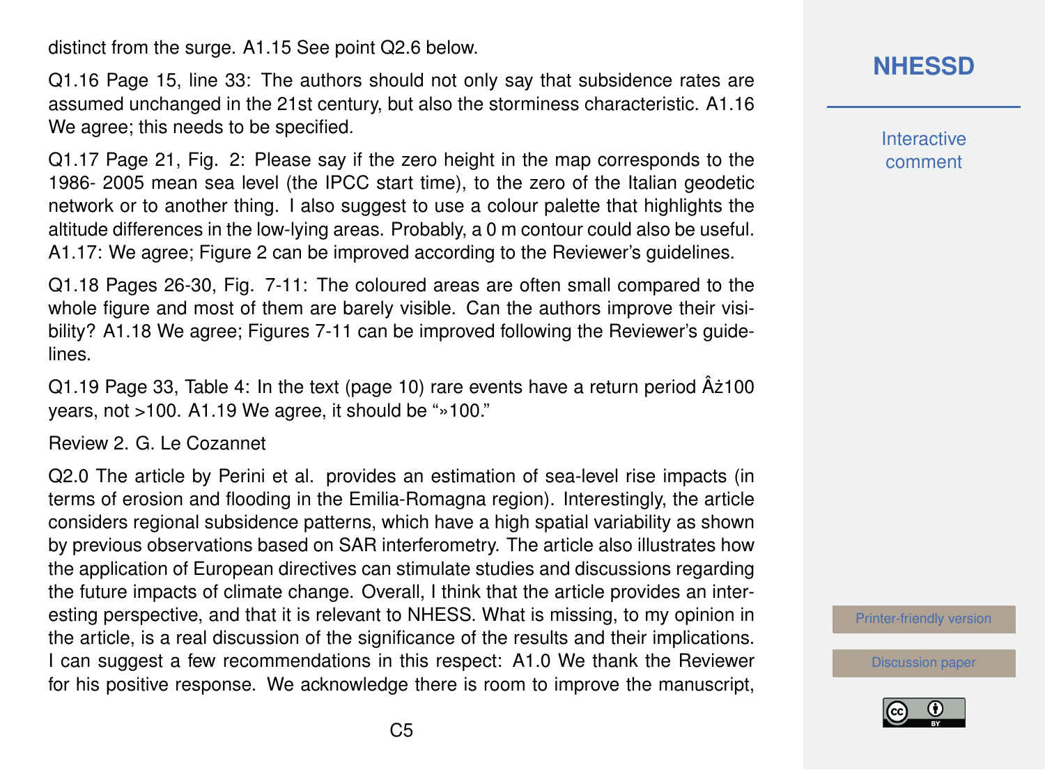distinct from the surge. A1.15 See point Q2.6 below.

Q1.16 Page 15, line 33: The authors should not only say that subsidence rates are assumed unchanged in the 21st century, but also the storminess characteristic. A1.16 We agree; this needs to be specified.

Q1.17 Page 21, Fig. 2: Please say if the zero height in the map corresponds to the 1986- 2005 mean sea level (the IPCC start time), to the zero of the Italian geodetic network or to another thing. I also suggest to use a colour palette that highlights the altitude differences in the low-lying areas. Probably, a 0 m contour could also be useful. A1.17: We agree; Figure 2 can be improved according to the Reviewer's guidelines.

Q1.18 Pages 26-30, Fig. 7-11: The coloured areas are often small compared to the whole figure and most of them are barely visible. Can the authors improve their visibility? A1.18 We agree; Figures 7-11 can be improved following the Reviewer's guidelines.

Q1.19 Page 33, Table 4: In the text (page 10) rare events have a return period Âż100 years, not >100. A1.19 We agree, it should be "»100."

Review 2. G. Le Cozannet

Q2.0 The article by Perini et al. provides an estimation of sea-level rise impacts (in terms of erosion and flooding in the Emilia-Romagna region). Interestingly, the article considers regional subsidence patterns, which have a high spatial variability as shown by previous observations based on SAR interferometry. The article also illustrates how the application of European directives can stimulate studies and discussions regarding the future impacts of climate change. Overall, I think that the article provides an interesting perspective, and that it is relevant to NHESS. What is missing, to my opinion in the article, is a real discussion of the significance of the results and their implications. I can suggest a few recommendations in this respect: A1.0 We thank the Reviewer for his positive response. We acknowledge there is room to improve the manuscript,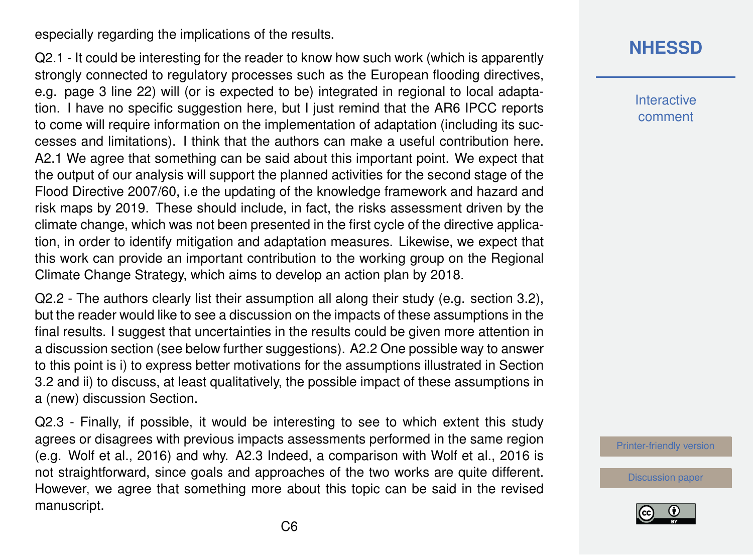especially regarding the implications of the results.

Q2.1 - It could be interesting for the reader to know how such work (which is apparently strongly connected to regulatory processes such as the European flooding directives, e.g. page 3 line 22) will (or is expected to be) integrated in regional to local adaptation. I have no specific suggestion here, but I just remind that the AR6 IPCC reports to come will require information on the implementation of adaptation (including its successes and limitations). I think that the authors can make a useful contribution here. A2.1 We agree that something can be said about this important point. We expect that the output of our analysis will support the planned activities for the second stage of the Flood Directive 2007/60, i.e the updating of the knowledge framework and hazard and risk maps by 2019. These should include, in fact, the risks assessment driven by the climate change, which was not been presented in the first cycle of the directive application, in order to identify mitigation and adaptation measures. Likewise, we expect that this work can provide an important contribution to the working group on the Regional Climate Change Strategy, which aims to develop an action plan by 2018.

Q2.2 - The authors clearly list their assumption all along their study (e.g. section 3.2), but the reader would like to see a discussion on the impacts of these assumptions in the final results. I suggest that uncertainties in the results could be given more attention in a discussion section (see below further suggestions). A2.2 One possible way to answer to this point is i) to express better motivations for the assumptions illustrated in Section 3.2 and ii) to discuss, at least qualitatively, the possible impact of these assumptions in a (new) discussion Section.

Q2.3 - Finally, if possible, it would be interesting to see to which extent this study agrees or disagrees with previous impacts assessments performed in the same region (e.g. Wolf et al., 2016) and why. A2.3 Indeed, a comparison with Wolf et al., 2016 is not straightforward, since goals and approaches of the two works are quite different. However, we agree that something more about this topic can be said in the revised manuscript.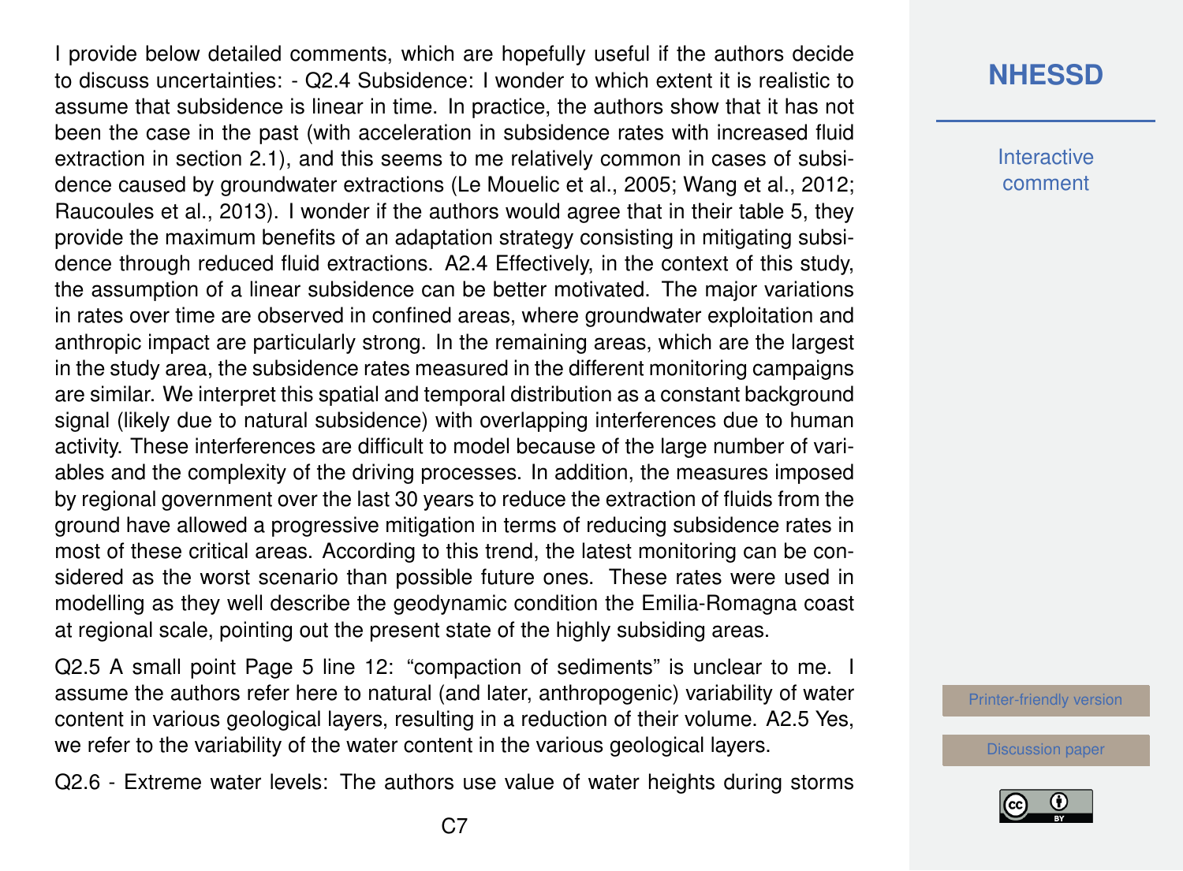I provide below detailed comments, which are hopefully useful if the authors decide to discuss uncertainties: - Q2.4 Subsidence: I wonder to which extent it is realistic to assume that subsidence is linear in time. In practice, the authors show that it has not been the case in the past (with acceleration in subsidence rates with increased fluid extraction in section 2.1), and this seems to me relatively common in cases of subsidence caused by groundwater extractions (Le Mouelic et al., 2005; Wang et al., 2012; Raucoules et al., 2013). I wonder if the authors would agree that in their table 5, they provide the maximum benefits of an adaptation strategy consisting in mitigating subsidence through reduced fluid extractions. A2.4 Effectively, in the context of this study, the assumption of a linear subsidence can be better motivated. The major variations in rates over time are observed in confined areas, where groundwater exploitation and anthropic impact are particularly strong. In the remaining areas, which are the largest in the study area, the subsidence rates measured in the different monitoring campaigns are similar. We interpret this spatial and temporal distribution as a constant background signal (likely due to natural subsidence) with overlapping interferences due to human activity. These interferences are difficult to model because of the large number of variables and the complexity of the driving processes. In addition, the measures imposed by regional government over the last 30 years to reduce the extraction of fluids from the ground have allowed a progressive mitigation in terms of reducing subsidence rates in most of these critical areas. According to this trend, the latest monitoring can be considered as the worst scenario than possible future ones. These rates were used in modelling as they well describe the geodynamic condition the Emilia-Romagna coast at regional scale, pointing out the present state of the highly subsiding areas.

Q2.5 A small point Page 5 line 12: "compaction of sediments" is unclear to me. I assume the authors refer here to natural (and later, anthropogenic) variability of water content in various geological layers, resulting in a reduction of their volume. A2.5 Yes, we refer to the variability of the water content in the various geological layers.

Q2.6 - Extreme water levels: The authors use value of water heights during storms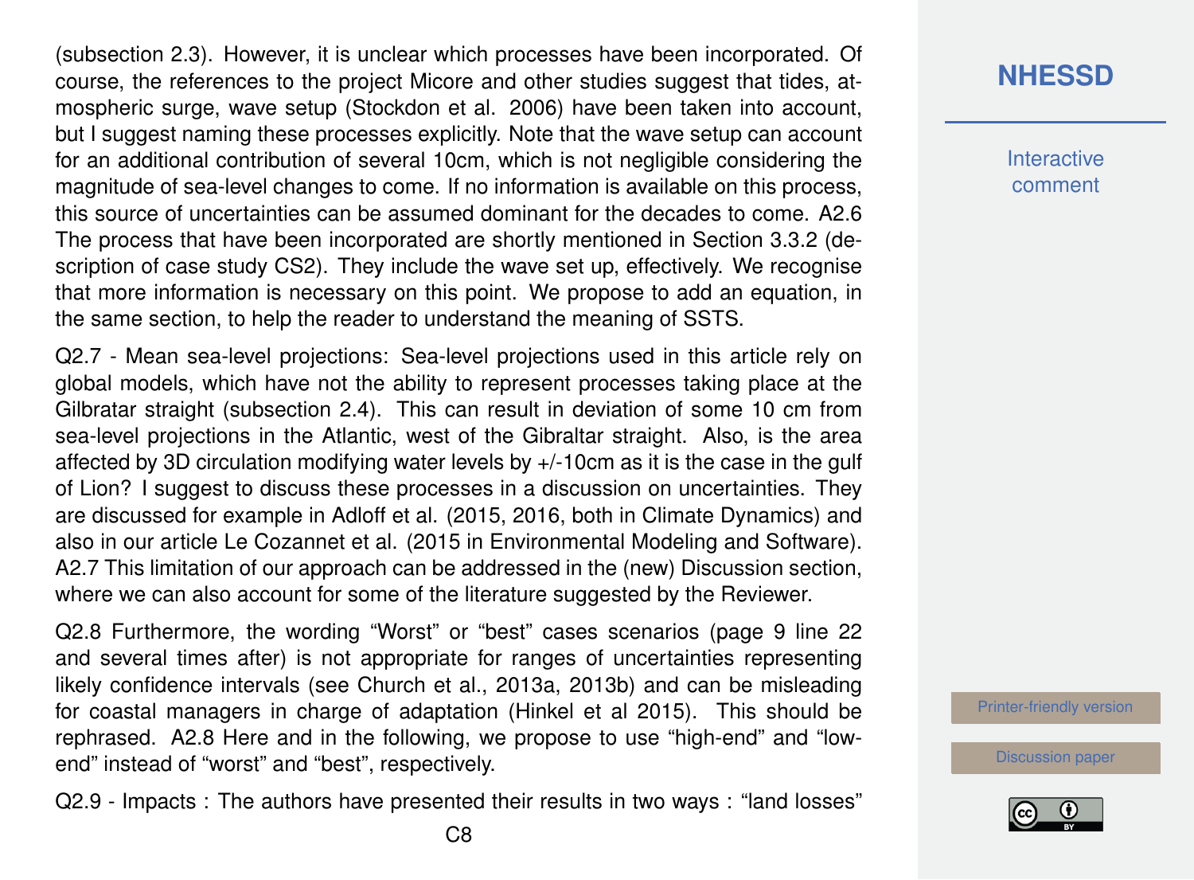(subsection 2.3). However, it is unclear which processes have been incorporated. Of course, the references to the project Micore and other studies suggest that tides, atmospheric surge, wave setup (Stockdon et al. 2006) have been taken into account, but I suggest naming these processes explicitly. Note that the wave setup can account for an additional contribution of several 10cm, which is not negligible considering the magnitude of sea-level changes to come. If no information is available on this process, this source of uncertainties can be assumed dominant for the decades to come. A2.6 The process that have been incorporated are shortly mentioned in Section 3.3.2 (description of case study CS2). They include the wave set up, effectively. We recognise that more information is necessary on this point. We propose to add an equation, in the same section, to help the reader to understand the meaning of SSTS.

Q2.7 - Mean sea-level projections: Sea-level projections used in this article rely on global models, which have not the ability to represent processes taking place at the Gilbratar straight (subsection 2.4). This can result in deviation of some 10 cm from sea-level projections in the Atlantic, west of the Gibraltar straight. Also, is the area affected by 3D circulation modifying water levels by +/-10cm as it is the case in the gulf of Lion? I suggest to discuss these processes in a discussion on uncertainties. They are discussed for example in Adloff et al. (2015, 2016, both in Climate Dynamics) and also in our article Le Cozannet et al. (2015 in Environmental Modeling and Software). A2.7 This limitation of our approach can be addressed in the (new) Discussion section, where we can also account for some of the literature suggested by the Reviewer.

Q2.8 Furthermore, the wording "Worst" or "best" cases scenarios (page 9 line 22 and several times after) is not appropriate for ranges of uncertainties representing likely confidence intervals (see Church et al., 2013a, 2013b) and can be misleading for coastal managers in charge of adaptation (Hinkel et al 2015). This should be rephrased. A2.8 Here and in the following, we propose to use "high-end" and "low-end" instead of "worst" and "best", respectively.

Q2.9 - Impacts : The authors have presented their results in two ways : "land losses"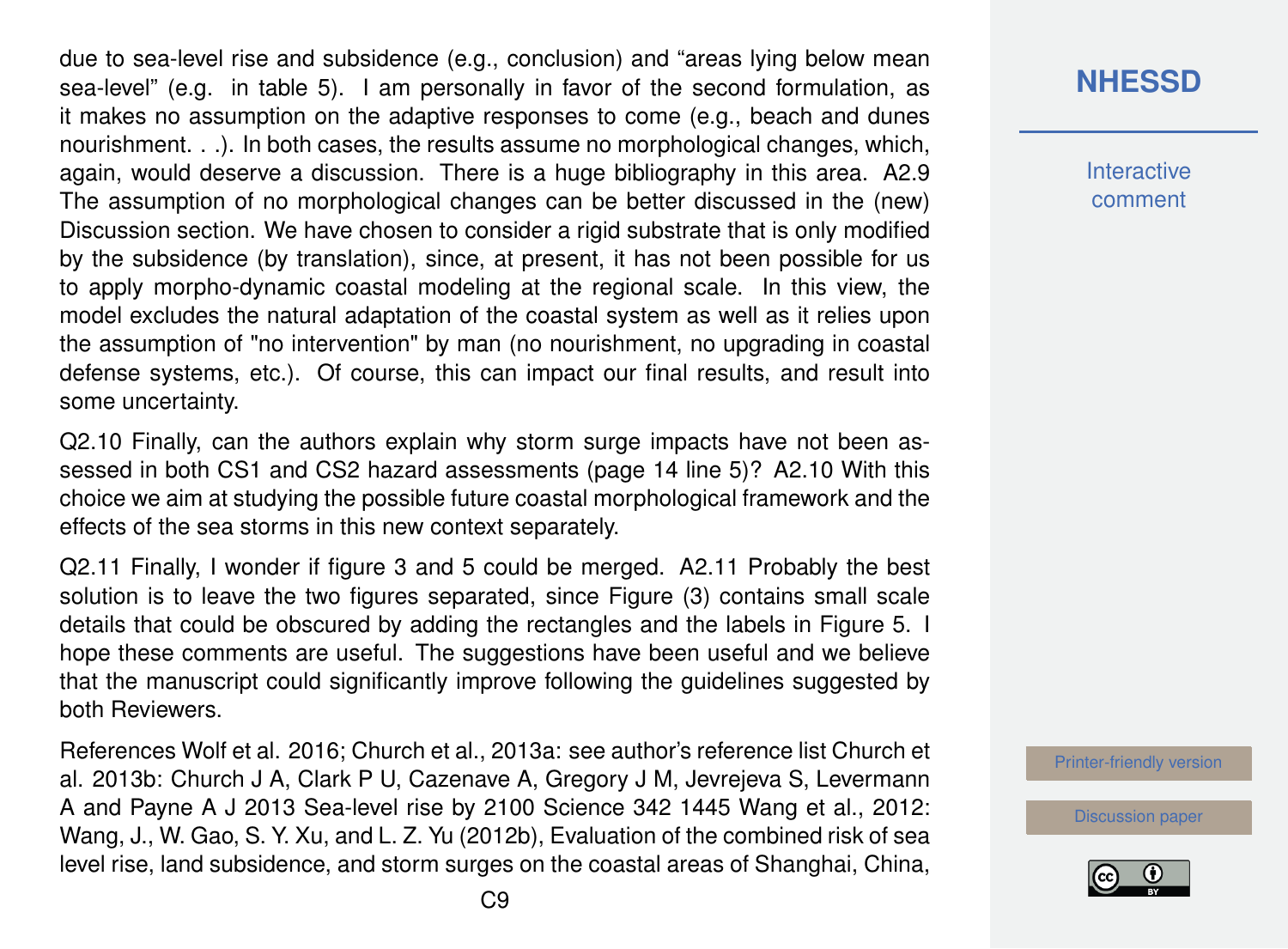due to sea-level rise and subsidence (e.g., conclusion) and "areas lying below mean sea-level" (e.g. in table 5). I am personally in favor of the second formulation, as it makes no assumption on the adaptive responses to come (e.g., beach and dunes nourishment. . .). In both cases, the results assume no morphological changes, which, again, would deserve a discussion. There is a huge bibliography in this area. A2.9 The assumption of no morphological changes can be better discussed in the (new) Discussion section. We have chosen to consider a rigid substrate that is only modified by the subsidence (by translation), since, at present, it has not been possible for us to apply morpho-dynamic coastal modeling at the regional scale. In this view, the model excludes the natural adaptation of the coastal system as well as it relies upon the assumption of "no intervention" by man (no nourishment, no upgrading in coastal defense systems, etc.). Of course, this can impact our final results, and result into some uncertainty.

Q2.10 Finally, can the authors explain why storm surge impacts have not been assessed in both CS1 and CS2 hazard assessments (page 14 line 5)? A2.10 With this choice we aim at studying the possible future coastal morphological framework and the effects of the sea storms in this new context separately.

Q2.11 Finally, I wonder if figure 3 and 5 could be merged. A2.11 Probably the best solution is to leave the two figures separated, since Figure (3) contains small scale details that could be obscured by adding the rectangles and the labels in Figure 5. I hope these comments are useful. The suggestions have been useful and we believe that the manuscript could significantly improve following the guidelines suggested by both Reviewers.

References Wolf et al. 2016; Church et al., 2013a: see author's reference list Church et al. 2013b: Church J A, Clark P U, Cazenave A, Gregory J M, Jevrejeva S, Levermann A and Payne A J 2013 Sea-level rise by 2100 Science 342 1445 Wang et al., 2012: Wang, J., W. Gao, S. Y. Xu, and L. Z. Yu (2012b), Evaluation of the combined risk of sea level rise, land subsidence, and storm surges on the coastal areas of Shanghai, China,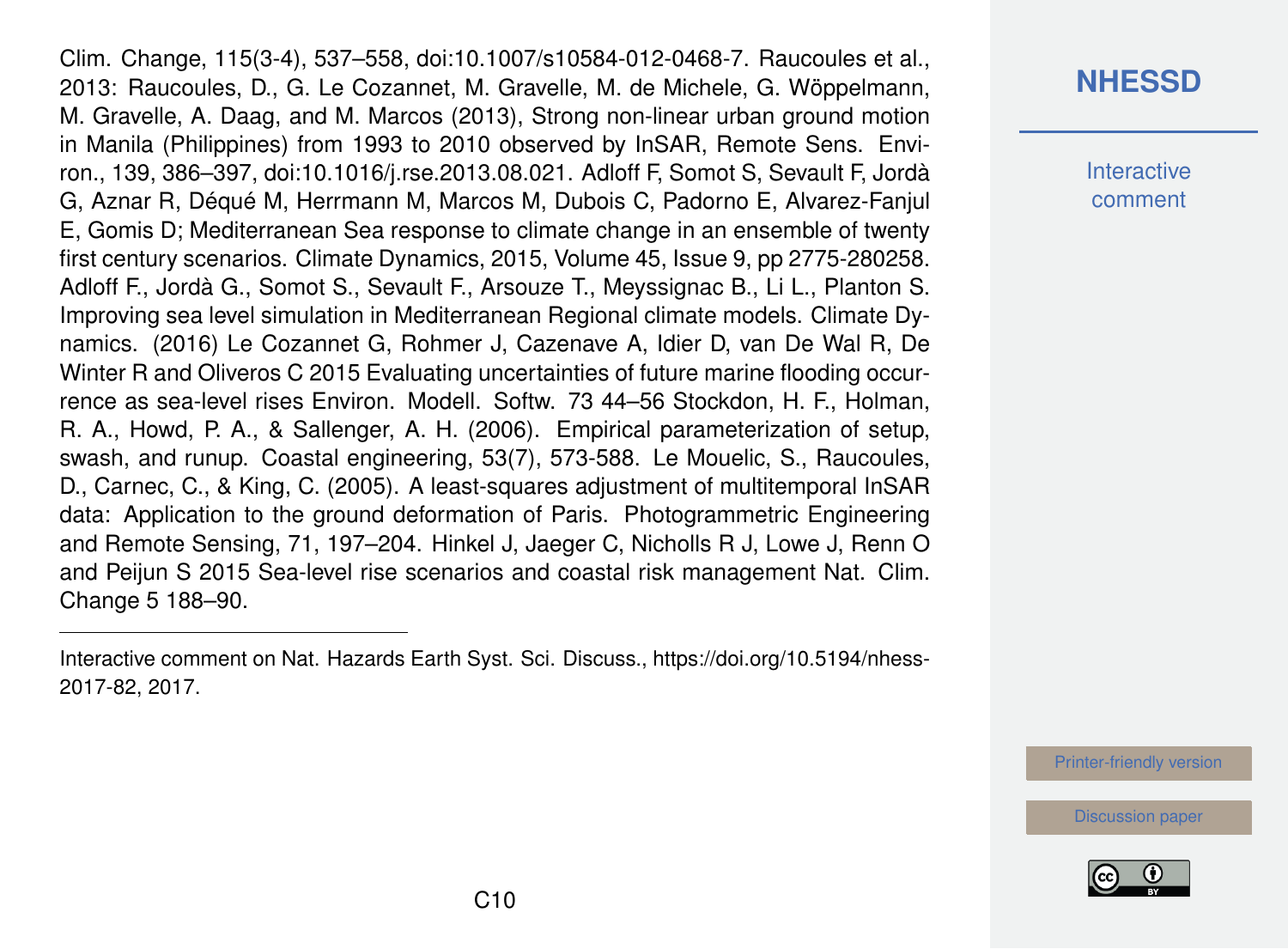Clim. Change, 115(3-4), 537–558, doi:10.1007/s10584-012-0468-7. Raucoules et al., 2013: Raucoules, D., G. Le Cozannet, M. Gravelle, M. de Michele, G. Wöppelmann, M. Gravelle, A. Daag, and M. Marcos (2013), Strong non-linear urban ground motion in Manila (Philippines) from 1993 to 2010 observed by InSAR, Remote Sens. Environ., 139, 386–397, doi:10.1016/j.rse.2013.08.021. Adloff F, Somot S, Sevault F, Jordà G, Aznar R, Déqué M, Herrmann M, Marcos M, Dubois C, Padorno E, Alvarez-Fanjul E, Gomis D; Mediterranean Sea response to climate change in an ensemble of twenty first century scenarios. Climate Dynamics, 2015, Volume 45, Issue 9, pp 2775-280258. Adloff F., Jordà G., Somot S., Sevault F., Arsouze T., Meyssignac B., Li L., Planton S. Improving sea level simulation in Mediterranean Regional climate models. Climate Dynamics. (2016) Le Cozannet G, Rohmer J, Cazenave A, Idier D, van De Wal R, De Winter R and Oliveros C 2015 Evaluating uncertainties of future marine flooding occurrence as sea-level rises Environ. Modell. Softw. 73 44–56 Stockdon, H. F., Holman, R. A., Howd, P. A., & Sallenger, A. H. (2006). Empirical parameterization of setup, swash, and runup. Coastal engineering, 53(7), 573-588. Le Mouelic, S., Raucoules, D., Carnec, C., & King, C. (2005). A least-squares adjustment of multitemporal InSAR data: Application to the ground deformation of Paris. Photogrammetric Engineering and Remote Sensing, 71, 197–204. Hinkel J, Jaeger C, Nicholls R J, Lowe J, Renn O and Peijun S 2015 Sea-level rise scenarios and coastal risk management Nat. Clim. Change 5 188–90.

Interactive comment on Nat. Hazards Earth Syst. Sci. Discuss., https://doi.org/10.5194/nhess-2017-82, 2017.